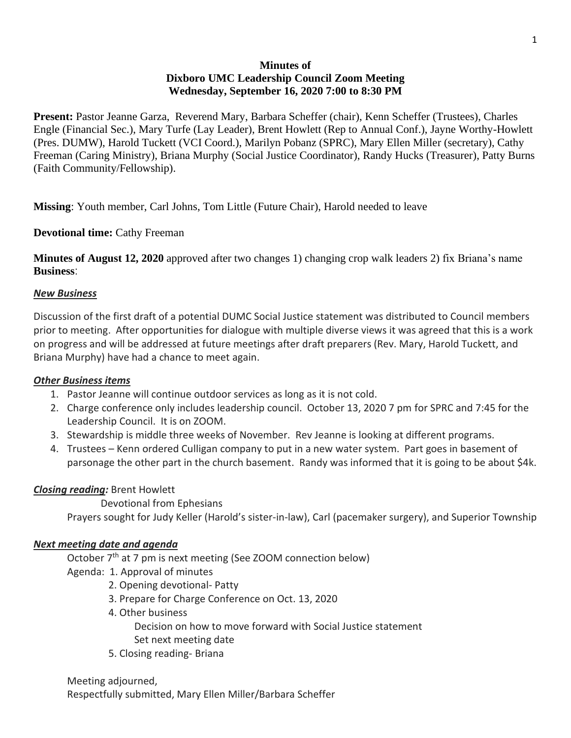**Minutes of**
**Dixboro UMC Leadership Council Zoom Meeting**
**Wednesday, September 16, 2020 7:00 to 8:30 PM**

**Present:** Pastor Jeanne Garza, Reverend Mary, Barbara Scheffer (chair), Kenn Scheffer (Trustees), Charles Engle (Financial Sec.), Mary Turfe (Lay Leader), Brent Howlett (Rep to Annual Conf.), Jayne Worthy-Howlett (Pres. DUMW), Harold Tuckett (VCI Coord.), Marilyn Pobanz (SPRC), Mary Ellen Miller (secretary), Cathy Freeman (Caring Ministry), Briana Murphy (Social Justice Coordinator), Randy Hucks (Treasurer), Patty Burns (Faith Community/Fellowship).

**Missing**: Youth member, Carl Johns, Tom Little (Future Chair), Harold needed to leave

**Devotional time:** Cathy Freeman

**Minutes of August 12, 2020** approved after two changes 1) changing crop walk leaders 2) fix Briana's name

**Business**:

***New Business***

Discussion of the first draft of a potential DUMC Social Justice statement was distributed to Council members prior to meeting. After opportunities for dialogue with multiple diverse views it was agreed that this is a work on progress and will be addressed at future meetings after draft preparers (Rev. Mary, Harold Tuckett, and Briana Murphy) have had a chance to meet again.

***Other Business items***

1. Pastor Jeanne will continue outdoor services as long as it is not cold.
2. Charge conference only includes leadership council. October 13, 2020 7 pm for SPRC and 7:45 for the Leadership Council. It is on ZOOM.
3. Stewardship is middle three weeks of November. Rev Jeanne is looking at different programs.
4. Trustees – Kenn ordered Culligan company to put in a new water system. Part goes in basement of parsonage the other part in the church basement. Randy was informed that it is going to be about $4k.

***Closing reading:*** Brent Howlett

Devotional from Ephesians

Prayers sought for Judy Keller (Harold's sister-in-law), Carl (pacemaker surgery), and Superior Township

***Next meeting date and agenda***

October 7th at 7 pm is next meeting (See ZOOM connection below)

Agenda:
1. Approval of minutes
2. Opening devotional- Patty
3. Prepare for Charge Conference on Oct. 13, 2020
4. Other business
   - Decision on how to move forward with Social Justice statement
   - Set next meeting date
5. Closing reading- Briana

Meeting adjourned,

Respectfully submitted, Mary Ellen Miller/Barbara Scheffer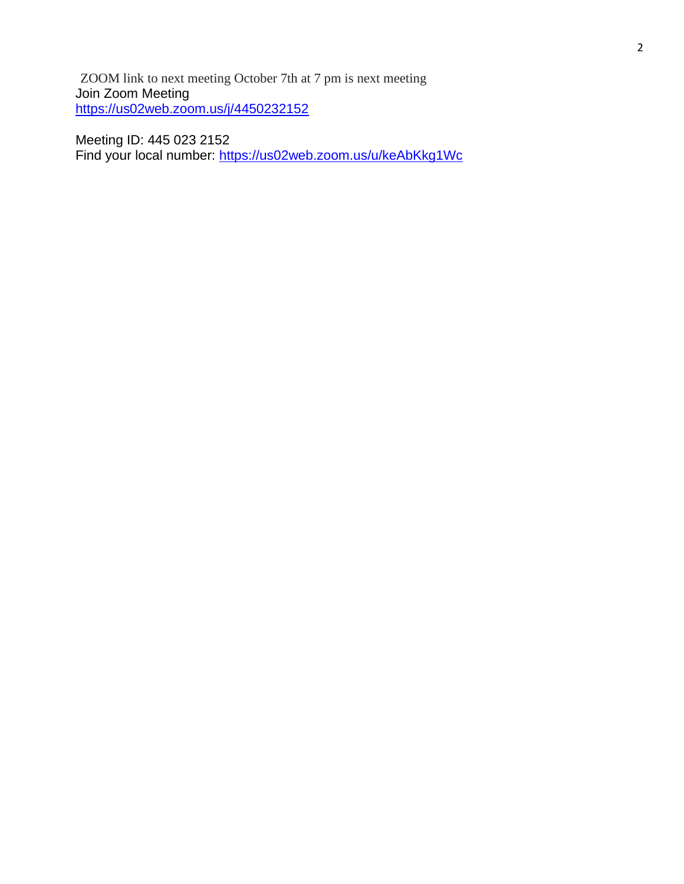ZOOM link to next meeting October 7th at 7 pm is next meeting
Join Zoom Meeting
https://us02web.zoom.us/j/4450232152

Meeting ID: 445 023 2152
Find your local number: https://us02web.zoom.us/u/keAbKkg1Wc